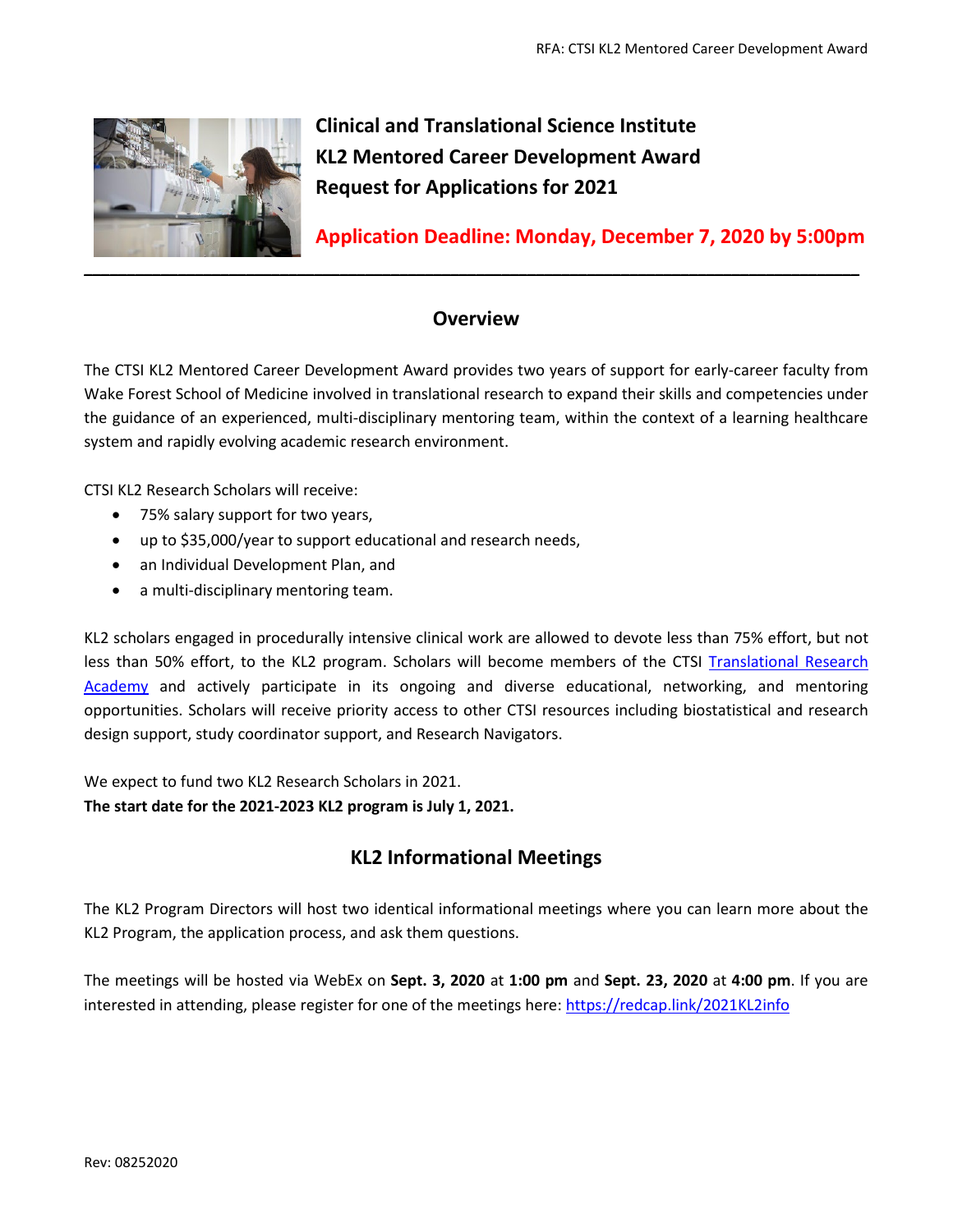# Clinical and Translational Science Institute
# KL2 Mentored Career Development Award
# Request for Applications for 2021

**Application Deadline: Monday, December 7, 2020 by 5:00pm**

---

## Overview

The CTSI KL2 Mentored Career Development Award provides two years of support for early-career faculty from Wake Forest School of Medicine involved in translational research to expand their skills and competencies under the guidance of an experienced, multi-disciplinary mentoring team, within the context of a learning healthcare system and rapidly evolving academic research environment.

CTSI KL2 Research Scholars will receive:

- 75% salary support for two years,
- up to $35,000/year to support educational and research needs,
- an Individual Development Plan, and
- a multi-disciplinary mentoring team.

KL2 scholars engaged in procedurally intensive clinical work are allowed to devote less than 75% effort, but not less than 50% effort, to the KL2 program. Scholars will become members of the CTSI Translational Research Academy and actively participate in its ongoing and diverse educational, networking, and mentoring opportunities. Scholars will receive priority access to other CTSI resources including biostatistical and research design support, study coordinator support, and Research Navigators.

We expect to fund two KL2 Research Scholars in 2021.
**The start date for the 2021-2023 KL2 program is July 1, 2021.**

## KL2 Informational Meetings

The KL2 Program Directors will host two identical informational meetings where you can learn more about the KL2 Program, the application process, and ask them questions.

The meetings will be hosted via WebEx on **Sept. 3, 2020** at **1:00 pm** and **Sept. 23, 2020** at **4:00 pm**. If you are interested in attending, please register for one of the meetings here: https://redcap.link/2021KL2info

Rev: 08252020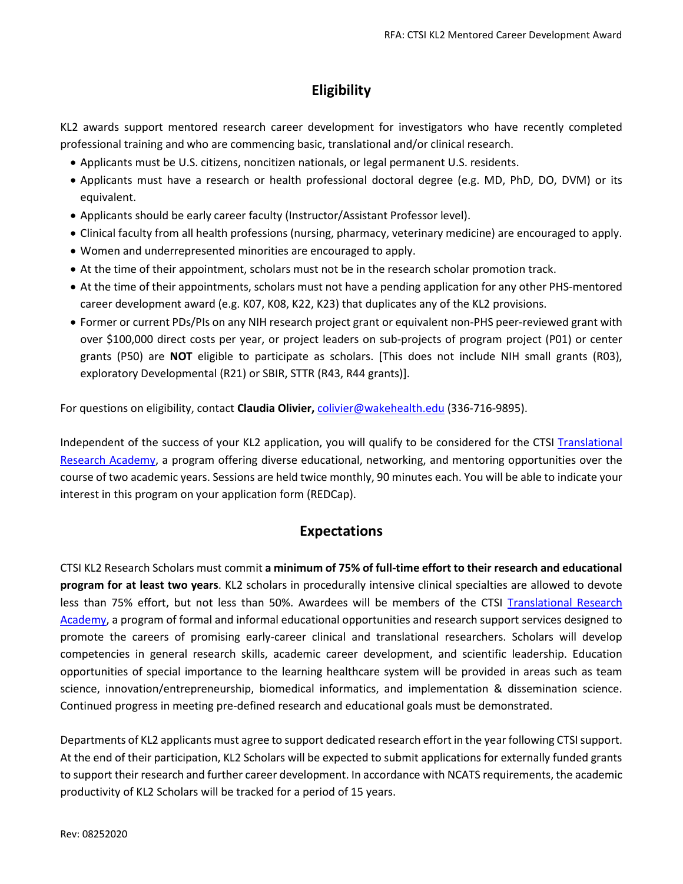## Eligibility

KL2 awards support mentored research career development for investigators who have recently completed professional training and who are commencing basic, translational and/or clinical research.

- Applicants must be U.S. citizens, noncitizen nationals, or legal permanent U.S. residents.
- Applicants must have a research or health professional doctoral degree (e.g. MD, PhD, DO, DVM) or its equivalent.
- Applicants should be early career faculty (Instructor/Assistant Professor level).
- Clinical faculty from all health professions (nursing, pharmacy, veterinary medicine) are encouraged to apply.
- Women and underrepresented minorities are encouraged to apply.
- At the time of their appointment, scholars must not be in the research scholar promotion track.
- At the time of their appointments, scholars must not have a pending application for any other PHS-mentored career development award (e.g. K07, K08, K22, K23) that duplicates any of the KL2 provisions.
- Former or current PDs/PIs on any NIH research project grant or equivalent non-PHS peer-reviewed grant with over $100,000 direct costs per year, or project leaders on sub-projects of program project (P01) or center grants (P50) are **NOT** eligible to participate as scholars. [This does not include NIH small grants (R03), exploratory Developmental (R21) or SBIR, STTR (R43, R44 grants)].

For questions on eligibility, contact **Claudia Olivier,** colivier@wakehealth.edu (336-716-9895).

Independent of the success of your KL2 application, you will qualify to be considered for the CTSI Translational Research Academy, a program offering diverse educational, networking, and mentoring opportunities over the course of two academic years. Sessions are held twice monthly, 90 minutes each. You will be able to indicate your interest in this program on your application form (REDCap).

## Expectations

CTSI KL2 Research Scholars must commit **a minimum of 75% of full-time effort to their research and educational program for at least two years**. KL2 scholars in procedurally intensive clinical specialties are allowed to devote less than 75% effort, but not less than 50%. Awardees will be members of the CTSI Translational Research Academy, a program of formal and informal educational opportunities and research support services designed to promote the careers of promising early-career clinical and translational researchers. Scholars will develop competencies in general research skills, academic career development, and scientific leadership. Education opportunities of special importance to the learning healthcare system will be provided in areas such as team science, innovation/entrepreneurship, biomedical informatics, and implementation & dissemination science. Continued progress in meeting pre-defined research and educational goals must be demonstrated.

Departments of KL2 applicants must agree to support dedicated research effort in the year following CTSI support. At the end of their participation, KL2 Scholars will be expected to submit applications for externally funded grants to support their research and further career development. In accordance with NCATS requirements, the academic productivity of KL2 Scholars will be tracked for a period of 15 years.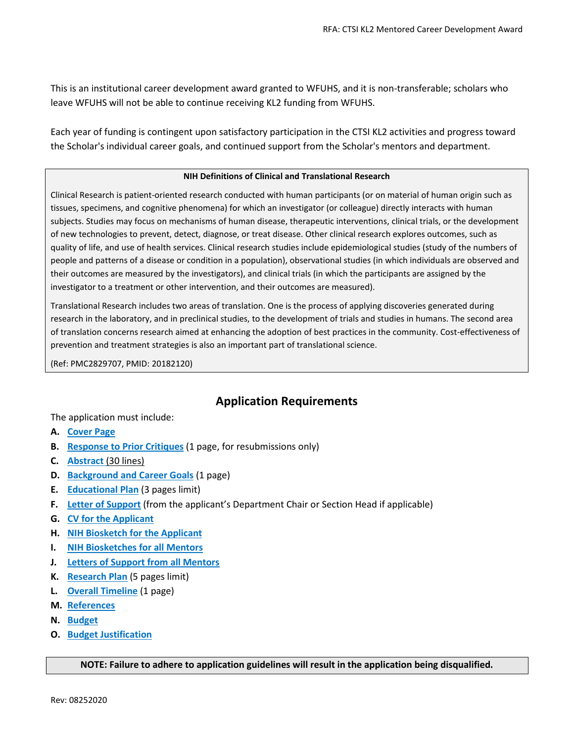This is an institutional career development award granted to WFUHS, and it is non-transferable; scholars who leave WFUHS will not be able to continue receiving KL2 funding from WFUHS.

Each year of funding is contingent upon satisfactory participation in the CTSI KL2 activities and progress toward the Scholar's individual career goals, and continued support from the Scholar's mentors and department.

> **NIH Definitions of Clinical and Translational Research**
>
> Clinical Research is patient-oriented research conducted with human participants (or on material of human origin such as tissues, specimens, and cognitive phenomena) for which an investigator (or colleague) directly interacts with human subjects. Studies may focus on mechanisms of human disease, therapeutic interventions, clinical trials, or the development of new technologies to prevent, detect, diagnose, or treat disease. Other clinical research explores outcomes, such as quality of life, and use of health services. Clinical research studies include epidemiological studies (study of the numbers of people and patterns of a disease or condition in a population), observational studies (in which individuals are observed and their outcomes are measured by the investigators), and clinical trials (in which the participants are assigned by the investigator to a treatment or other intervention, and their outcomes are measured).
>
> Translational Research includes two areas of translation. One is the process of applying discoveries generated during research in the laboratory, and in preclinical studies, to the development of trials and studies in humans. The second area of translation concerns research aimed at enhancing the adoption of best practices in the community. Cost-effectiveness of prevention and treatment strategies is also an important part of translational science.
>
> (Ref: PMC2829707, PMID: 20182120)

## Application Requirements

The application must include:

- **A.** Cover Page
- **B.** Response to Prior Critiques (1 page, for resubmissions only)
- **C.** Abstract (30 lines)
- **D.** Background and Career Goals (1 page)
- **E.** Educational Plan (3 pages limit)
- **F.** Letter of Support (from the applicant's Department Chair or Section Head if applicable)
- **G.** CV for the Applicant
- **H.** NIH Biosketch for the Applicant
- **I.** NIH Biosketches for all Mentors
- **J.** Letters of Support from all Mentors
- **K.** Research Plan (5 pages limit)
- **L.** Overall Timeline (1 page)
- **M.** References
- **N.** Budget
- **O.** Budget Justification

**NOTE: Failure to adhere to application guidelines will result in the application being disqualified.**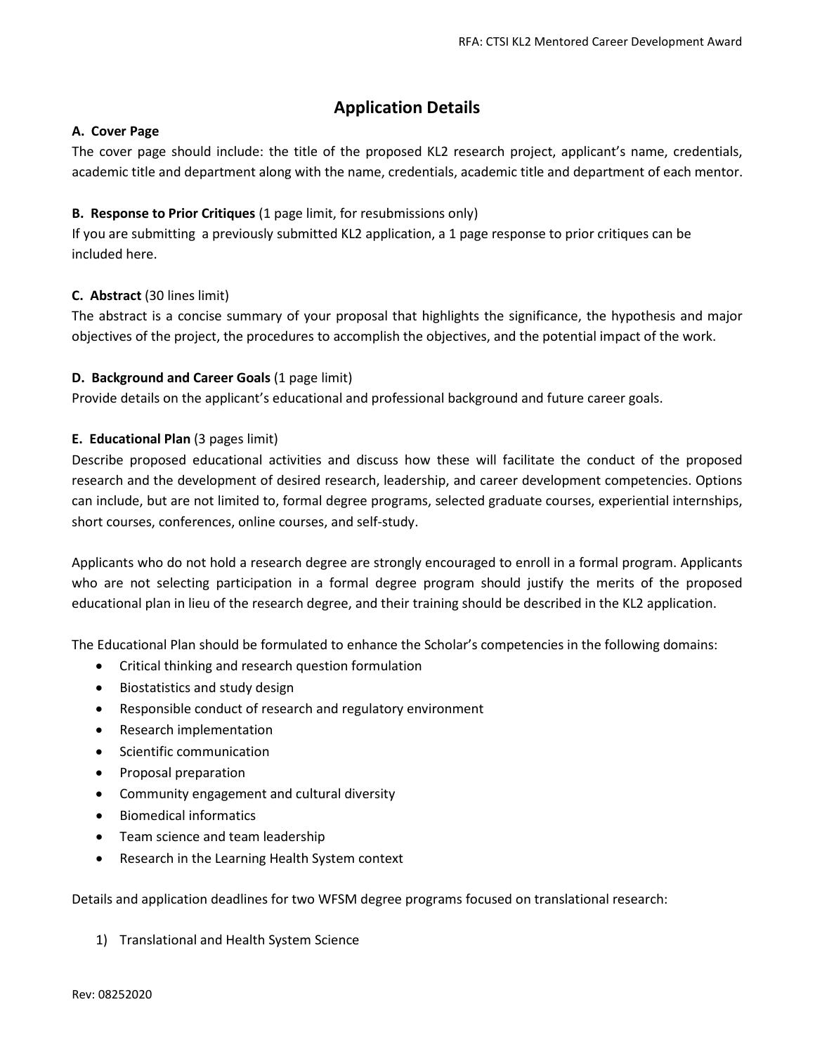## Application Details

**A. Cover Page**

The cover page should include: the title of the proposed KL2 research project, applicant's name, credentials, academic title and department along with the name, credentials, academic title and department of each mentor.

**B. Response to Prior Critiques** (1 page limit, for resubmissions only)

If you are submitting a previously submitted KL2 application, a 1 page response to prior critiques can be included here.

**C. Abstract** (30 lines limit)

The abstract is a concise summary of your proposal that highlights the significance, the hypothesis and major objectives of the project, the procedures to accomplish the objectives, and the potential impact of the work.

**D. Background and Career Goals** (1 page limit)

Provide details on the applicant's educational and professional background and future career goals.

**E. Educational Plan** (3 pages limit)

Describe proposed educational activities and discuss how these will facilitate the conduct of the proposed research and the development of desired research, leadership, and career development competencies. Options can include, but are not limited to, formal degree programs, selected graduate courses, experiential internships, short courses, conferences, online courses, and self-study.

Applicants who do not hold a research degree are strongly encouraged to enroll in a formal program. Applicants who are not selecting participation in a formal degree program should justify the merits of the proposed educational plan in lieu of the research degree, and their training should be described in the KL2 application.

The Educational Plan should be formulated to enhance the Scholar's competencies in the following domains:

- Critical thinking and research question formulation
- Biostatistics and study design
- Responsible conduct of research and regulatory environment
- Research implementation
- Scientific communication
- Proposal preparation
- Community engagement and cultural diversity
- Biomedical informatics
- Team science and team leadership
- Research in the Learning Health System context

Details and application deadlines for two WFSM degree programs focused on translational research:

1) Translational and Health System Science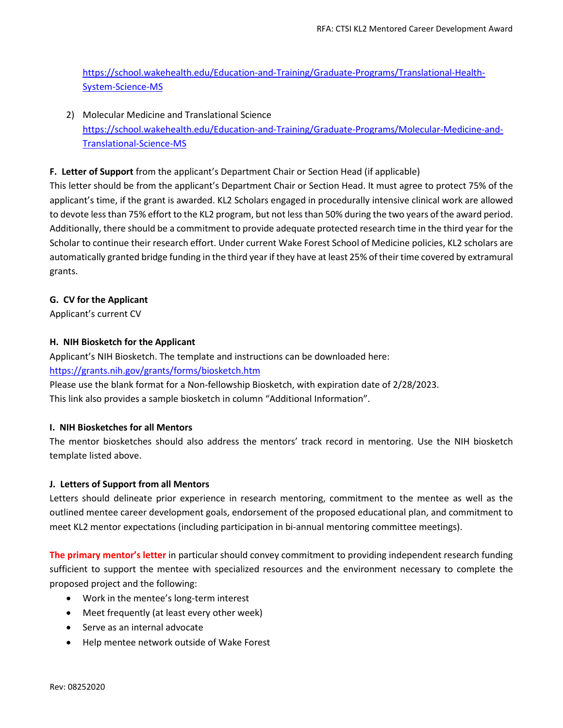https://school.wakehealth.edu/Education-and-Training/Graduate-Programs/Translational-Health-System-Science-MS

2) Molecular Medicine and Translational Science
https://school.wakehealth.edu/Education-and-Training/Graduate-Programs/Molecular-Medicine-and-Translational-Science-MS

**F. Letter of Support** from the applicant's Department Chair or Section Head (if applicable)

This letter should be from the applicant's Department Chair or Section Head. It must agree to protect 75% of the applicant's time, if the grant is awarded. KL2 Scholars engaged in procedurally intensive clinical work are allowed to devote less than 75% effort to the KL2 program, but not less than 50% during the two years of the award period. Additionally, there should be a commitment to provide adequate protected research time in the third year for the Scholar to continue their research effort. Under current Wake Forest School of Medicine policies, KL2 scholars are automatically granted bridge funding in the third year if they have at least 25% of their time covered by extramural grants.

**G. CV for the Applicant**

Applicant's current CV

**H. NIH Biosketch for the Applicant**

Applicant's NIH Biosketch. The template and instructions can be downloaded here:
https://grants.nih.gov/grants/forms/biosketch.htm
Please use the blank format for a Non-fellowship Biosketch, with expiration date of 2/28/2023.
This link also provides a sample biosketch in column "Additional Information".

**I. NIH Biosketches for all Mentors**

The mentor biosketches should also address the mentors' track record in mentoring. Use the NIH biosketch template listed above.

**J. Letters of Support from all Mentors**

Letters should delineate prior experience in research mentoring, commitment to the mentee as well as the outlined mentee career development goals, endorsement of the proposed educational plan, and commitment to meet KL2 mentor expectations (including participation in bi-annual mentoring committee meetings).

**The primary mentor's letter** in particular should convey commitment to providing independent research funding sufficient to support the mentee with specialized resources and the environment necessary to complete the proposed project and the following:

- Work in the mentee's long-term interest
- Meet frequently (at least every other week)
- Serve as an internal advocate
- Help mentee network outside of Wake Forest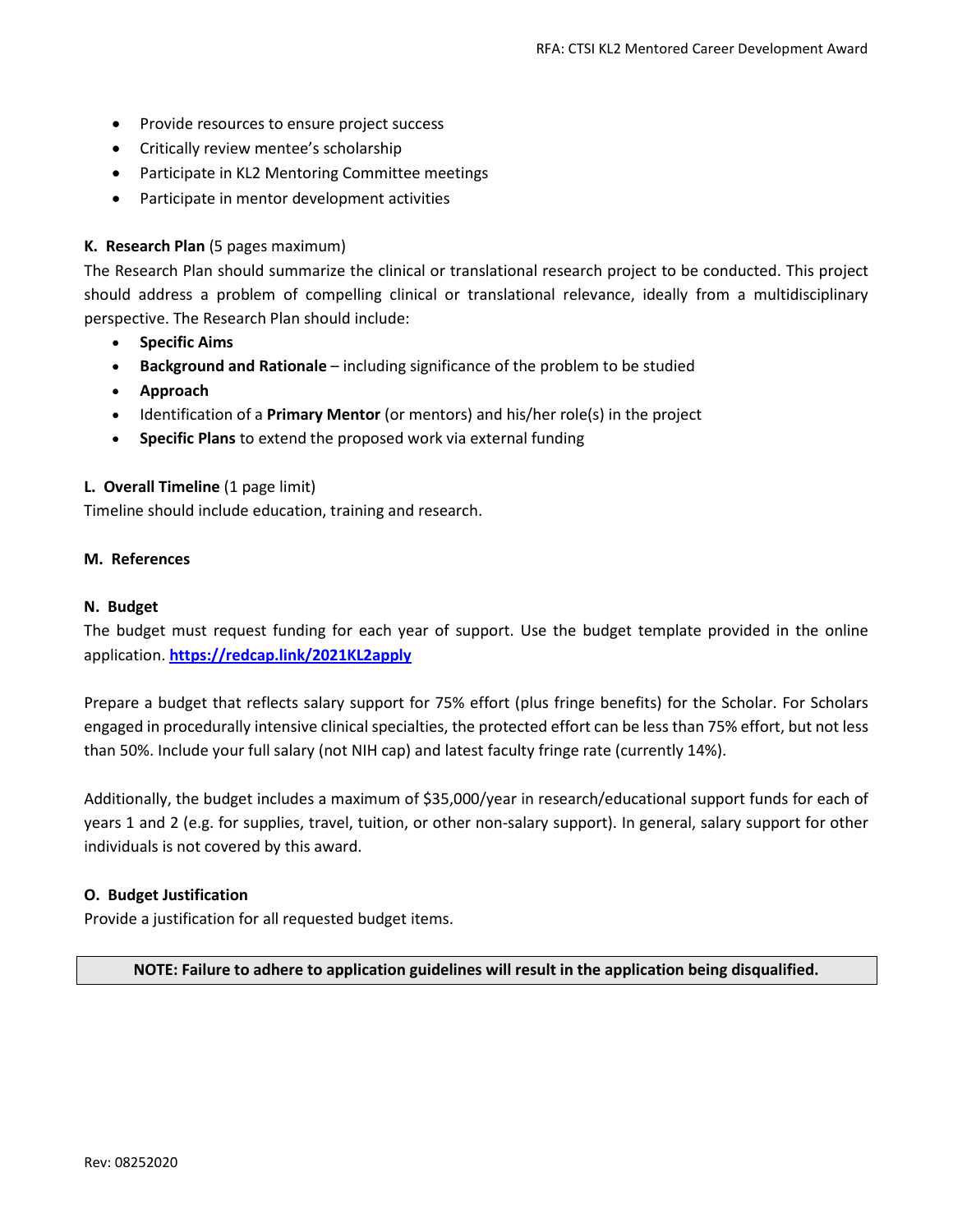- Provide resources to ensure project success
- Critically review mentee's scholarship
- Participate in KL2 Mentoring Committee meetings
- Participate in mentor development activities

**K. Research Plan** (5 pages maximum)

The Research Plan should summarize the clinical or translational research project to be conducted. This project should address a problem of compelling clinical or translational relevance, ideally from a multidisciplinary perspective. The Research Plan should include:

- **Specific Aims**
- **Background and Rationale** – including significance of the problem to be studied
- **Approach**
- Identification of a **Primary Mentor** (or mentors) and his/her role(s) in the project
- **Specific Plans** to extend the proposed work via external funding

**L. Overall Timeline** (1 page limit)

Timeline should include education, training and research.

**M. References**

**N. Budget**

The budget must request funding for each year of support. Use the budget template provided in the online application. **https://redcap.link/2021KL2apply**

Prepare a budget that reflects salary support for 75% effort (plus fringe benefits) for the Scholar. For Scholars engaged in procedurally intensive clinical specialties, the protected effort can be less than 75% effort, but not less than 50%. Include your full salary (not NIH cap) and latest faculty fringe rate (currently 14%).

Additionally, the budget includes a maximum of $35,000/year in research/educational support funds for each of years 1 and 2 (e.g. for supplies, travel, tuition, or other non-salary support). In general, salary support for other individuals is not covered by this award.

**O. Budget Justification**

Provide a justification for all requested budget items.

**NOTE: Failure to adhere to application guidelines will result in the application being disqualified.**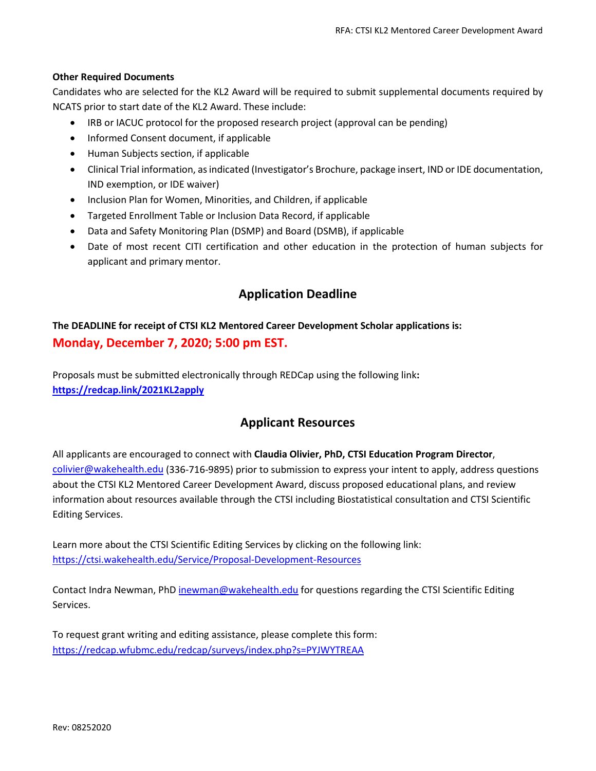**Other Required Documents**

Candidates who are selected for the KL2 Award will be required to submit supplemental documents required by NCATS prior to start date of the KL2 Award. These include:

- IRB or IACUC protocol for the proposed research project (approval can be pending)
- Informed Consent document, if applicable
- Human Subjects section, if applicable
- Clinical Trial information, as indicated (Investigator's Brochure, package insert, IND or IDE documentation, IND exemption, or IDE waiver)
- Inclusion Plan for Women, Minorities, and Children, if applicable
- Targeted Enrollment Table or Inclusion Data Record, if applicable
- Data and Safety Monitoring Plan (DSMP) and Board (DSMB), if applicable
- Date of most recent CITI certification and other education in the protection of human subjects for applicant and primary mentor.

## Application Deadline

**The DEADLINE for receipt of CTSI KL2 Mentored Career Development Scholar applications is:**

**Monday, December 7, 2020; 5:00 pm EST.**

Proposals must be submitted electronically through REDCap using the following link**:**
**https://redcap.link/2021KL2apply**

## Applicant Resources

All applicants are encouraged to connect with **Claudia Olivier, PhD, CTSI Education Program Director**, colivier@wakehealth.edu (336-716-9895) prior to submission to express your intent to apply, address questions about the CTSI KL2 Mentored Career Development Award, discuss proposed educational plans, and review information about resources available through the CTSI including Biostatistical consultation and CTSI Scientific Editing Services.

Learn more about the CTSI Scientific Editing Services by clicking on the following link:
https://ctsi.wakehealth.edu/Service/Proposal-Development-Resources

Contact Indra Newman, PhD inewman@wakehealth.edu for questions regarding the CTSI Scientific Editing Services.

To request grant writing and editing assistance, please complete this form:
https://redcap.wfubmc.edu/redcap/surveys/index.php?s=PYJWYTREAA

Rev: 08252020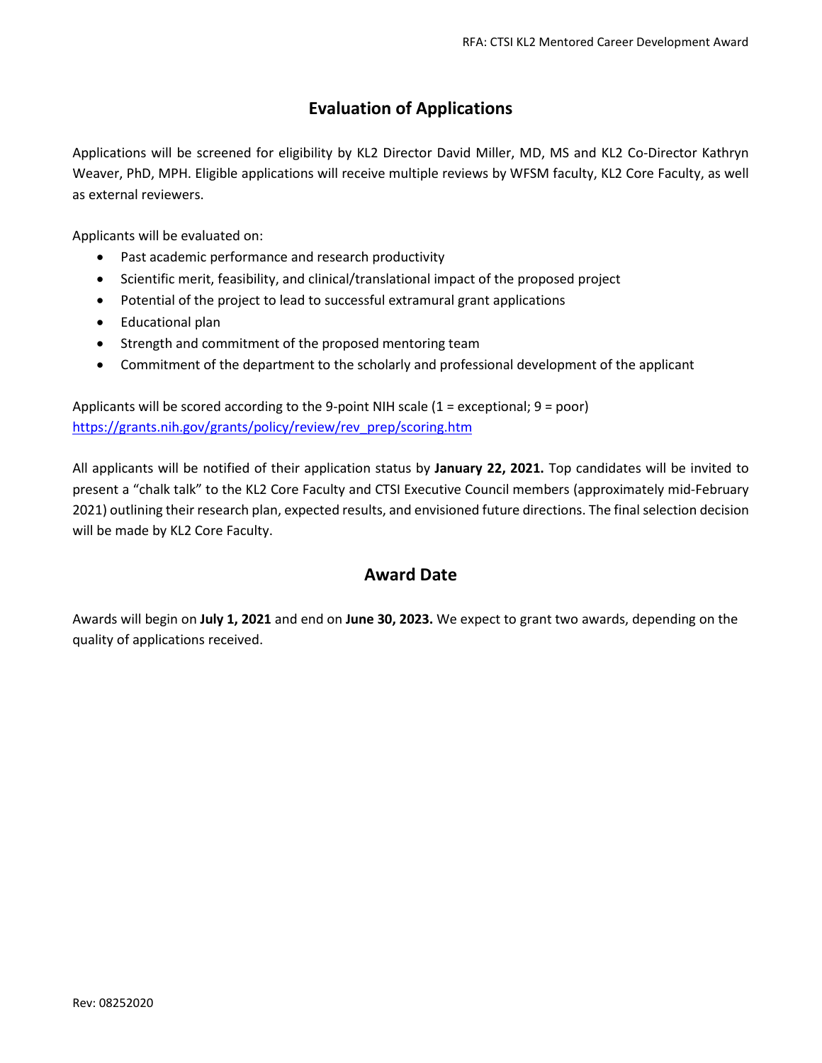## Evaluation of Applications

Applications will be screened for eligibility by KL2 Director David Miller, MD, MS and KL2 Co-Director Kathryn Weaver, PhD, MPH. Eligible applications will receive multiple reviews by WFSM faculty, KL2 Core Faculty, as well as external reviewers.

Applicants will be evaluated on:

- Past academic performance and research productivity
- Scientific merit, feasibility, and clinical/translational impact of the proposed project
- Potential of the project to lead to successful extramural grant applications
- Educational plan
- Strength and commitment of the proposed mentoring team
- Commitment of the department to the scholarly and professional development of the applicant

Applicants will be scored according to the 9-point NIH scale (1 = exceptional; 9 = poor)
https://grants.nih.gov/grants/policy/review/rev_prep/scoring.htm

All applicants will be notified of their application status by **January 22, 2021.** Top candidates will be invited to present a "chalk talk" to the KL2 Core Faculty and CTSI Executive Council members (approximately mid-February 2021) outlining their research plan, expected results, and envisioned future directions. The final selection decision will be made by KL2 Core Faculty.

## Award Date

Awards will begin on **July 1, 2021** and end on **June 30, 2023.** We expect to grant two awards, depending on the quality of applications received.

Rev: 08252020